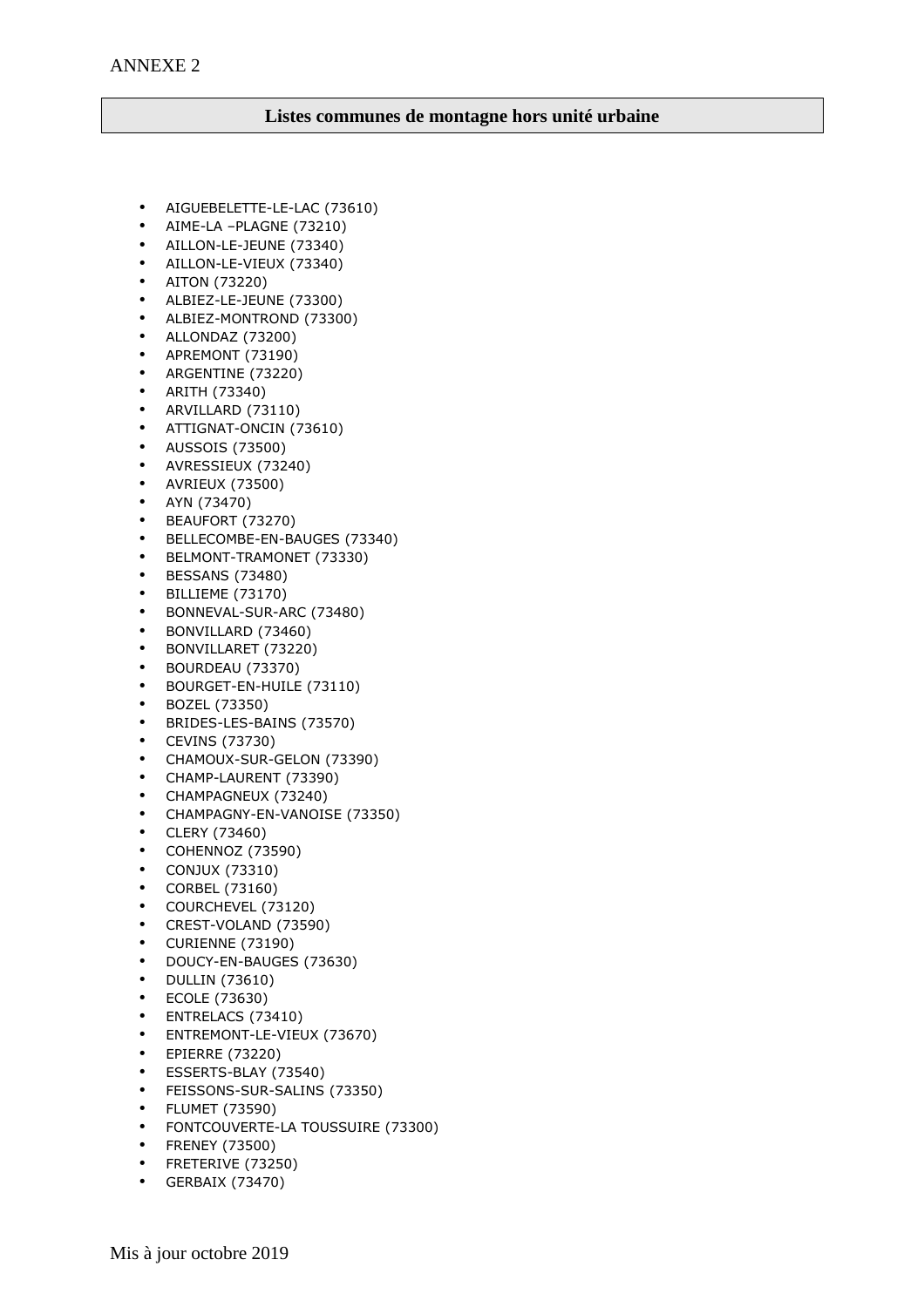ANNEXE 2

## Listes communes de montagne hors unité urbaine

- AIGUEBELETTE-LE-LAC (73610)
- AIME-LA –PLAGNE (73210)
- AILLON-LE-JEUNE (73340)
- AILLON-LE-VIEUX (73340)
- AITON (73220)
- ALBIEZ-LE-JEUNE (73300)
- ALBIEZ-MONTROND (73300)
- ALLONDAZ (73200)
- APREMONT (73190)
- ARGENTINE (73220)
- ARITH (73340)
- ARVILLARD (73110)
- ATTIGNAT-ONCIN (73610)
- AUSSOIS (73500)
- AVRESSIEUX (73240)
- AVRIEUX (73500)
- AYN (73470)
- BEAUFORT (73270)
- BELLECOMBE-EN-BAUGES (73340)
- BELMONT-TRAMONET (73330)
- BESSANS (73480)
- BILLIEME (73170)
- BONNEVAL-SUR-ARC (73480)
- BONVILLARD (73460)
- BONVILLARET (73220)
- BOURDEAU (73370)
- BOURGET-EN-HUILE (73110)
- BOZEL (73350)
- BRIDES-LES-BAINS (73570)
- CEVINS (73730)
- CHAMOUX-SUR-GELON (73390)
- CHAMP-LAURENT (73390)
- CHAMPAGNEUX (73240)
- CHAMPAGNY-EN-VANOISE (73350)
- CLERY (73460)
- COHENNOZ (73590)
- CONJUX (73310)
- CORBEL (73160)
- COURCHEVEL (73120)
- CREST-VOLAND (73590)
- CURIENNE (73190)
- DOUCY-EN-BAUGES (73630)
- DULLIN (73610)
- ECOLE (73630)
- ENTRELACS (73410)
- ENTREMONT-LE-VIEUX (73670)
- EPIERRE (73220)
- ESSERTS-BLAY (73540)
- FEISSONS-SUR-SALINS (73350)
- FLUMET (73590)
- FONTCOUVERTE-LA TOUSSUIRE (73300)
- FRENEY (73500)
- FRETERIVE (73250)
- GERBAIX (73470)

Mis à jour octobre 2019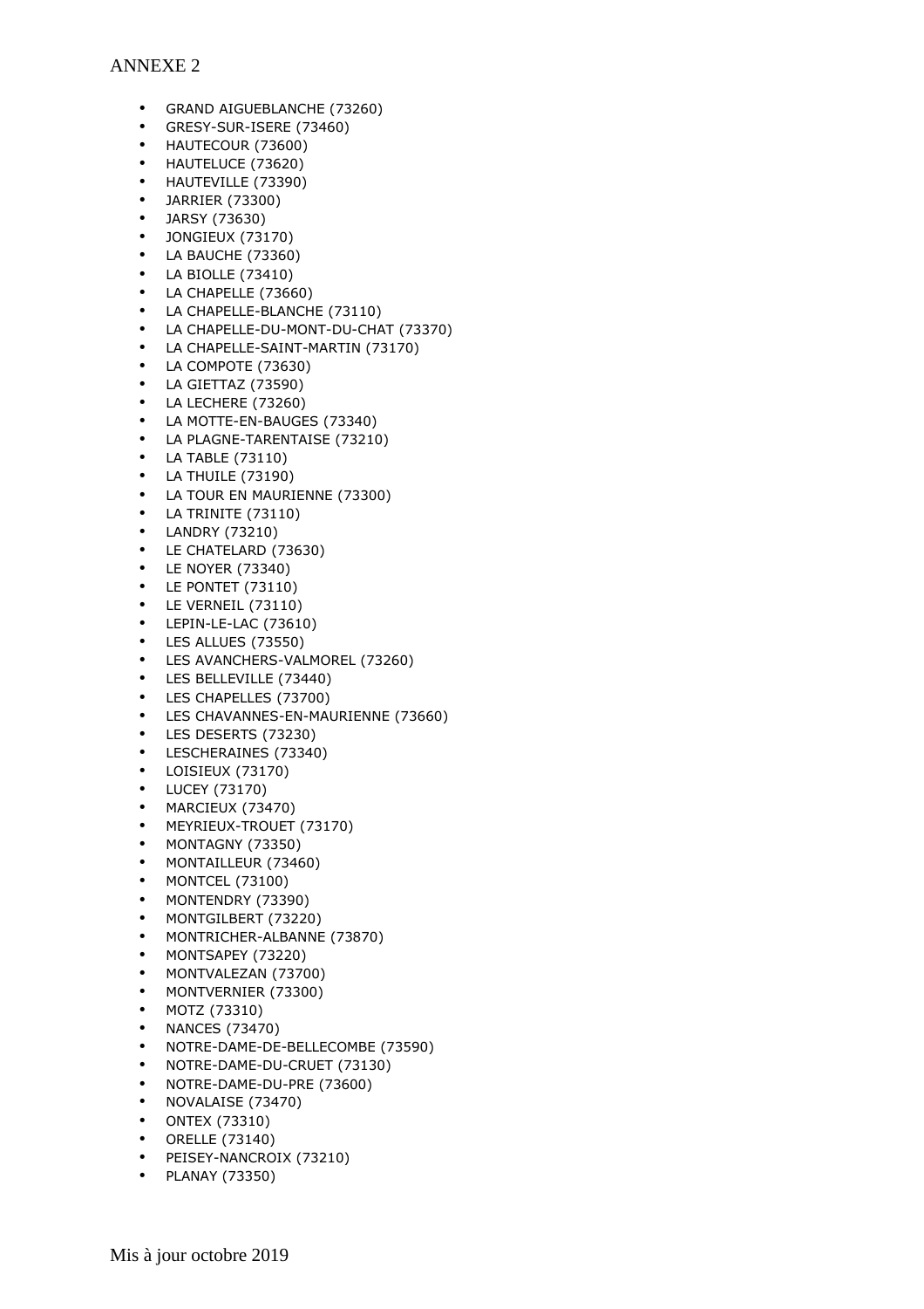ANNEXE 2

- GRAND AIGUEBLANCHE (73260)
- GRESY-SUR-ISERE (73460)
- HAUTECOUR (73600)
- HAUTELUCE (73620)
- HAUTEVILLE (73390)
- JARRIER (73300)
- JARSY (73630)
- JONGIEUX (73170)
- LA BAUCHE (73360)
- LA BIOLLE (73410)
- LA CHAPELLE (73660)
- LA CHAPELLE-BLANCHE (73110)
- LA CHAPELLE-DU-MONT-DU-CHAT (73370)
- LA CHAPELLE-SAINT-MARTIN (73170)
- LA COMPOTE (73630)
- LA GIETTAZ (73590)
- LA LECHERE (73260)
- LA MOTTE-EN-BAUGES (73340)
- LA PLAGNE-TARENTAISE (73210)
- LA TABLE (73110)
- LA THUILE (73190)
- LA TOUR EN MAURIENNE (73300)
- LA TRINITE (73110)
- LANDRY (73210)
- LE CHATELARD (73630)
- LE NOYER (73340)
- LE PONTET (73110)
- LE VERNEIL (73110)
- LEPIN-LE-LAC (73610)
- LES ALLUES (73550)
- LES AVANCHERS-VALMOREL (73260)
- LES BELLEVILLE (73440)
- LES CHAPELLES (73700)
- LES CHAVANNES-EN-MAURIENNE (73660)
- LES DESERTS (73230)
- LESCHERAINES (73340)
- LOISIEUX (73170)
- LUCEY (73170)
- MARCIEUX (73470)
- MEYRIEUX-TROUET (73170)
- MONTAGNY (73350)
- MONTAILLEUR (73460)
- MONTCEL (73100)
- MONTENDRY (73390)
- MONTGILBERT (73220)
- MONTRICHER-ALBANNE (73870)
- MONTSAPEY (73220)
- MONTVALEZAN (73700)
- MONTVERNIER (73300)
- MOTZ (73310)
- NANCES (73470)
- NOTRE-DAME-DE-BELLECOMBE (73590)
- NOTRE-DAME-DU-CRUET (73130)
- NOTRE-DAME-DU-PRE (73600)
- NOVALAISE (73470)
- ONTEX (73310)
- ORELLE (73140)
- PEISEY-NANCROIX (73210)
- PLANAY (73350)

Mis à jour octobre 2019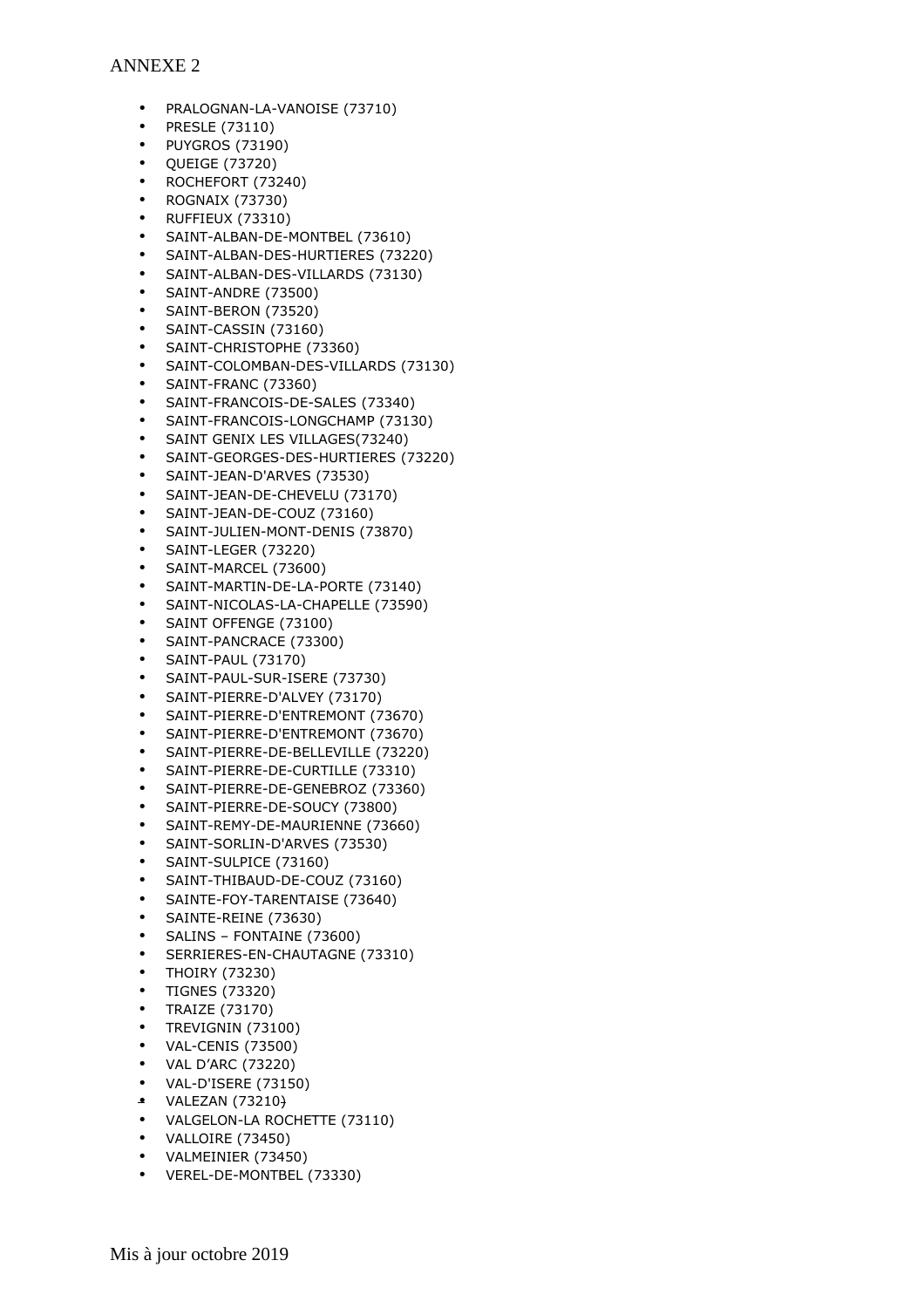ANNEXE 2

- PRALOGNAN-LA-VANOISE (73710)
- PRESLE (73110)
- PUYGROS (73190)
- QUEIGE (73720)
- ROCHEFORT (73240)
- ROGNAIX (73730)
- RUFFIEUX (73310)
- SAINT-ALBAN-DE-MONTBEL (73610)
- SAINT-ALBAN-DES-HURTIERES (73220)
- SAINT-ALBAN-DES-VILLARDS (73130)
- SAINT-ANDRE (73500)
- SAINT-BERON (73520)
- SAINT-CASSIN (73160)
- SAINT-CHRISTOPHE (73360)
- SAINT-COLOMBAN-DES-VILLARDS (73130)
- SAINT-FRANC (73360)
- SAINT-FRANCOIS-DE-SALES (73340)
- SAINT-FRANCOIS-LONGCHAMP (73130)
- SAINT GENIX LES VILLAGES(73240)
- SAINT-GEORGES-DES-HURTIERES (73220)
- SAINT-JEAN-D'ARVES (73530)
- SAINT-JEAN-DE-CHEVELU (73170)
- SAINT-JEAN-DE-COUZ (73160)
- SAINT-JULIEN-MONT-DENIS (73870)
- SAINT-LEGER (73220)
- SAINT-MARCEL (73600)
- SAINT-MARTIN-DE-LA-PORTE (73140)
- SAINT-NICOLAS-LA-CHAPELLE (73590)
- SAINT OFFENGE (73100)
- SAINT-PANCRACE (73300)
- SAINT-PAUL (73170)
- SAINT-PAUL-SUR-ISERE (73730)
- SAINT-PIERRE-D'ALVEY (73170)
- SAINT-PIERRE-D'ENTREMONT (73670)
- SAINT-PIERRE-D'ENTREMONT (73670)
- SAINT-PIERRE-DE-BELLEVILLE (73220)
- SAINT-PIERRE-DE-CURTILLE (73310)
- SAINT-PIERRE-DE-GENEBROZ (73360)
- SAINT-PIERRE-DE-SOUCY (73800)
- SAINT-REMY-DE-MAURIENNE (73660)
- SAINT-SORLIN-D'ARVES (73530)
- SAINT-SULPICE (73160)
- SAINT-THIBAUD-DE-COUZ (73160)
- SAINTE-FOY-TARENTAISE (73640)
- SAINTE-REINE (73630)
- SALINS – FONTAINE (73600)
- SERRIERES-EN-CHAUTAGNE (73310)
- THOIRY (73230)
- TIGNES (73320)
- TRAIZE (73170)
- TREVIGNIN (73100)
- VAL-CENIS (73500)
- VAL D'ARC (73220)
- VAL-D'ISERE (73150)
- VALEZAN (73210)
- VALGELON-LA ROCHETTE (73110)
- VALLOIRE (73450)
- VALMEINIER (73450)
- VEREL-DE-MONTBEL (73330)

Mis à jour octobre 2019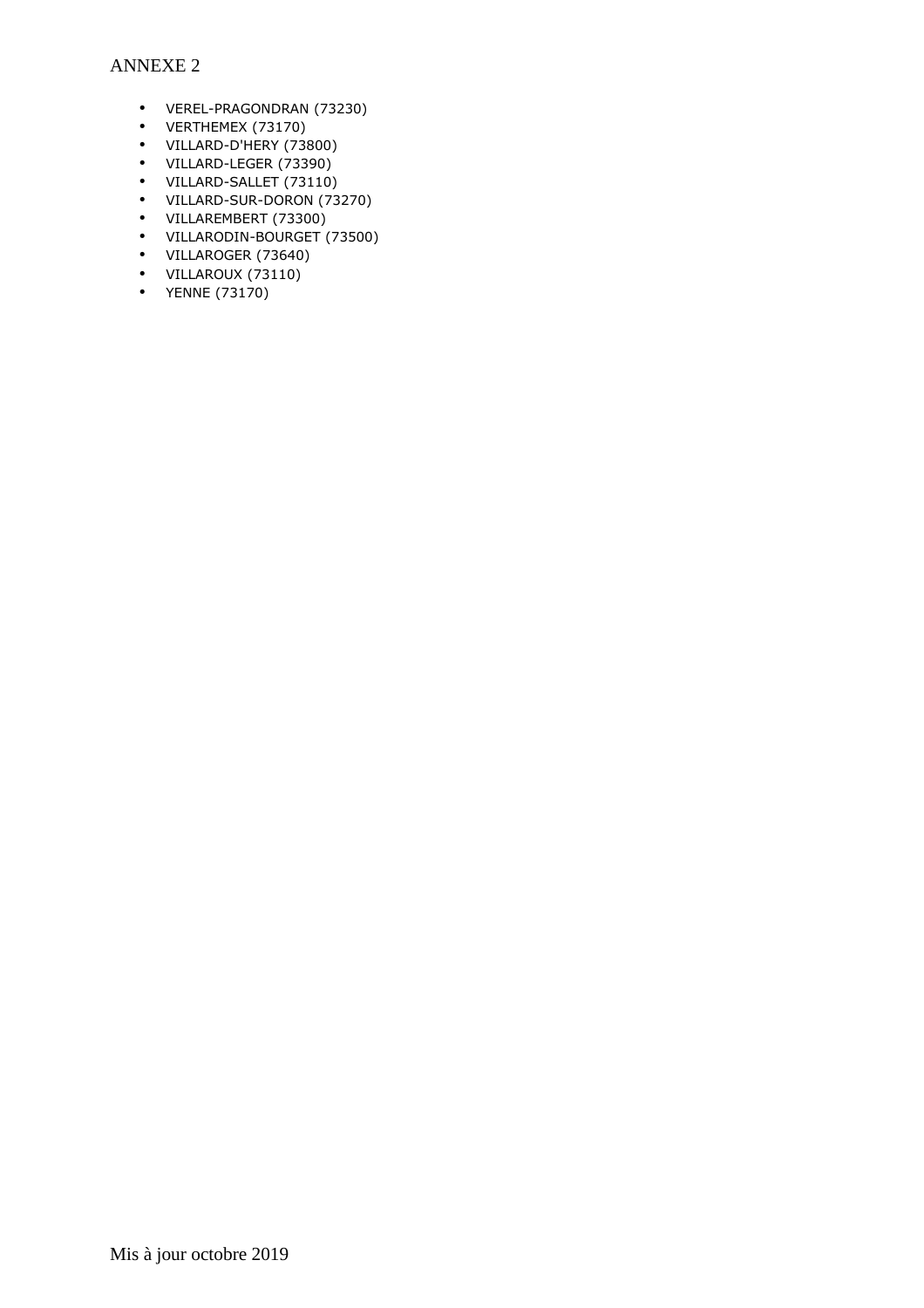ANNEXE 2

- VEREL-PRAGONDRAN (73230)
- VERTHEMEX (73170)
- VILLARD-D'HERY (73800)
- VILLARD-LEGER (73390)
- VILLARD-SALLET (73110)
- VILLARD-SUR-DORON (73270)
- VILLAREMBERT (73300)
- VILLARODIN-BOURGET (73500)
- VILLAROGER (73640)
- VILLAROUX (73110)
- YENNE (73170)

Mis à jour octobre 2019